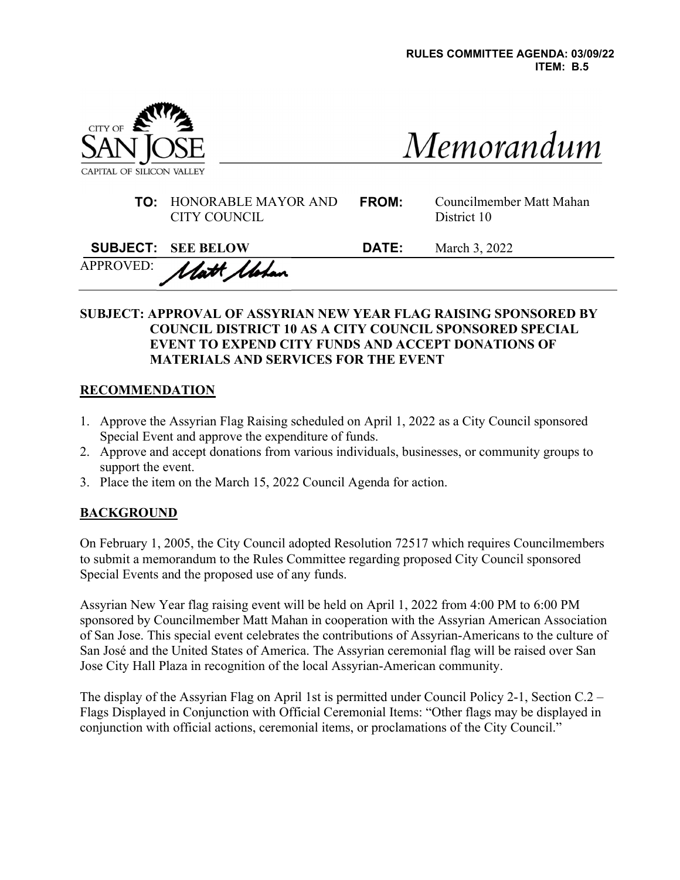**RULES COMMITTEE AGENDA: 03/09/22**
**ITEM: B.5**

CITY OF SAN JOSE
CAPITAL OF SILICON VALLEY

# Memorandum

| | | | |
|---|---|---|---|
| **TO:** | HONORABLE MAYOR AND CITY COUNCIL | **FROM:** | Councilmember Matt Mahan District 10 |
| **SUBJECT:** | **SEE BELOW** | **DATE:** | March 3, 2022 |

APPROVED: Matt Mahan

**SUBJECT: APPROVAL OF ASSYRIAN NEW YEAR FLAG RAISING SPONSORED BY COUNCIL DISTRICT 10 AS A CITY COUNCIL SPONSORED SPECIAL EVENT TO EXPEND CITY FUNDS AND ACCEPT DONATIONS OF MATERIALS AND SERVICES FOR THE EVENT**

## RECOMMENDATION

1. Approve the Assyrian Flag Raising scheduled on April 1, 2022 as a City Council sponsored Special Event and approve the expenditure of funds.
2. Approve and accept donations from various individuals, businesses, or community groups to support the event.
3. Place the item on the March 15, 2022 Council Agenda for action.

## BACKGROUND

On February 1, 2005, the City Council adopted Resolution 72517 which requires Councilmembers to submit a memorandum to the Rules Committee regarding proposed City Council sponsored Special Events and the proposed use of any funds.

Assyrian New Year flag raising event will be held on April 1, 2022 from 4:00 PM to 6:00 PM sponsored by Councilmember Matt Mahan in cooperation with the Assyrian American Association of San Jose. This special event celebrates the contributions of Assyrian-Americans to the culture of San José and the United States of America. The Assyrian ceremonial flag will be raised over San Jose City Hall Plaza in recognition of the local Assyrian-American community.

The display of the Assyrian Flag on April 1st is permitted under Council Policy 2-1, Section C.2 – Flags Displayed in Conjunction with Official Ceremonial Items: "Other flags may be displayed in conjunction with official actions, ceremonial items, or proclamations of the City Council."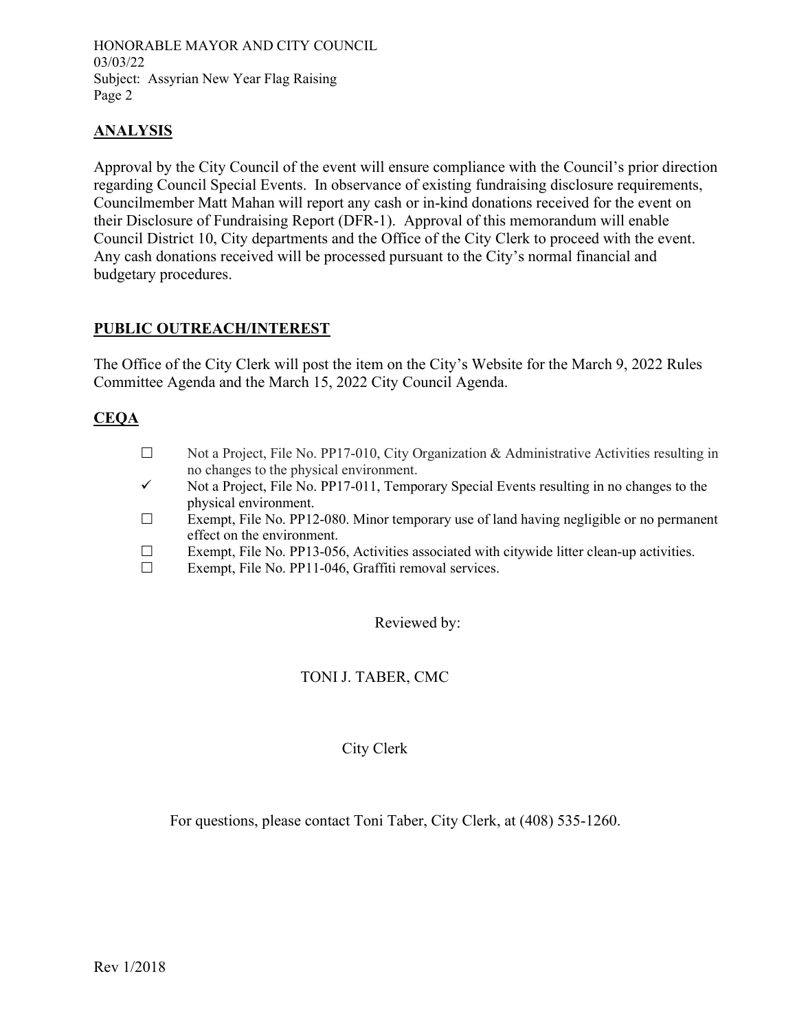## ANALYSIS

Approval by the City Council of the event will ensure compliance with the Council's prior direction regarding Council Special Events. In observance of existing fundraising disclosure requirements, Councilmember Matt Mahan will report any cash or in-kind donations received for the event on their Disclosure of Fundraising Report (DFR-1). Approval of this memorandum will enable Council District 10, City departments and the Office of the City Clerk to proceed with the event. Any cash donations received will be processed pursuant to the City's normal financial and budgetary procedures.

## PUBLIC OUTREACH/INTEREST

The Office of the City Clerk will post the item on the City's Website for the March 9, 2022 Rules Committee Agenda and the March 15, 2022 City Council Agenda.

## CEQA

- ☐ Not a Project, File No. PP17-010, City Organization & Administrative Activities resulting in no changes to the physical environment.
- ✓ Not a Project, File No. PP17-011, Temporary Special Events resulting in no changes to the physical environment.
- ☐ Exempt, File No. PP12-080. Minor temporary use of land having negligible or no permanent effect on the environment.
- ☐ Exempt, File No. PP13-056, Activities associated with citywide litter clean-up activities.
- ☐ Exempt, File No. PP11-046, Graffiti removal services.

Reviewed by:

TONI J. TABER, CMC

City Clerk

For questions, please contact Toni Taber, City Clerk, at (408) 535-1260.

Rev 1/2018